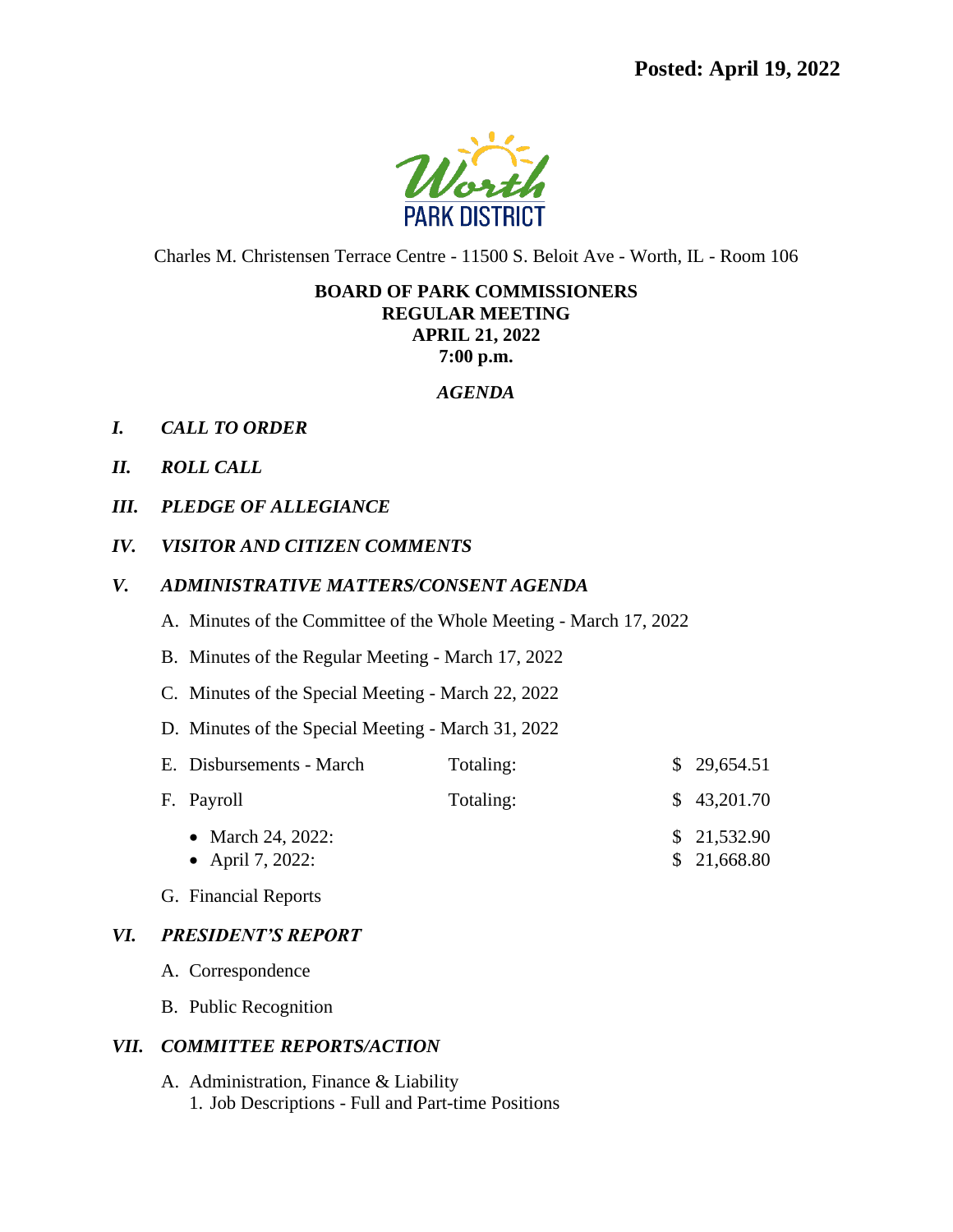**Posted: April 19, 2022**

Worth PARK DISTRICT

Charles M. Christensen Terrace Centre - 11500 S. Beloit Ave - Worth, IL - Room 106

**BOARD OF PARK COMMISSIONERS**
**REGULAR MEETING**
**APRIL 21, 2022**
**7:00 p.m.**

***AGENDA***

***I. CALL TO ORDER***

***II. ROLL CALL***

***III. PLEDGE OF ALLEGIANCE***

***IV. VISITOR AND CITIZEN COMMENTS***

***V. ADMINISTRATIVE MATTERS/CONSENT AGENDA***

A. Minutes of the Committee of the Whole Meeting - March 17, 2022

B. Minutes of the Regular Meeting - March 17, 2022

C. Minutes of the Special Meeting - March 22, 2022

D. Minutes of the Special Meeting - March 31, 2022

| | | |
|---|---|---|
| E. Disbursements - March | Totaling: | $ 29,654.51 |
| F. Payroll | Totaling: | $ 43,201.70 |
| • March 24, 2022: | | $ 21,532.90 |
| • April 7, 2022: | | $ 21,668.80 |

G. Financial Reports

***VI. PRESIDENT'S REPORT***

A. Correspondence

B. Public Recognition

***VII. COMMITTEE REPORTS/ACTION***

A. Administration, Finance & Liability
   1. Job Descriptions - Full and Part-time Positions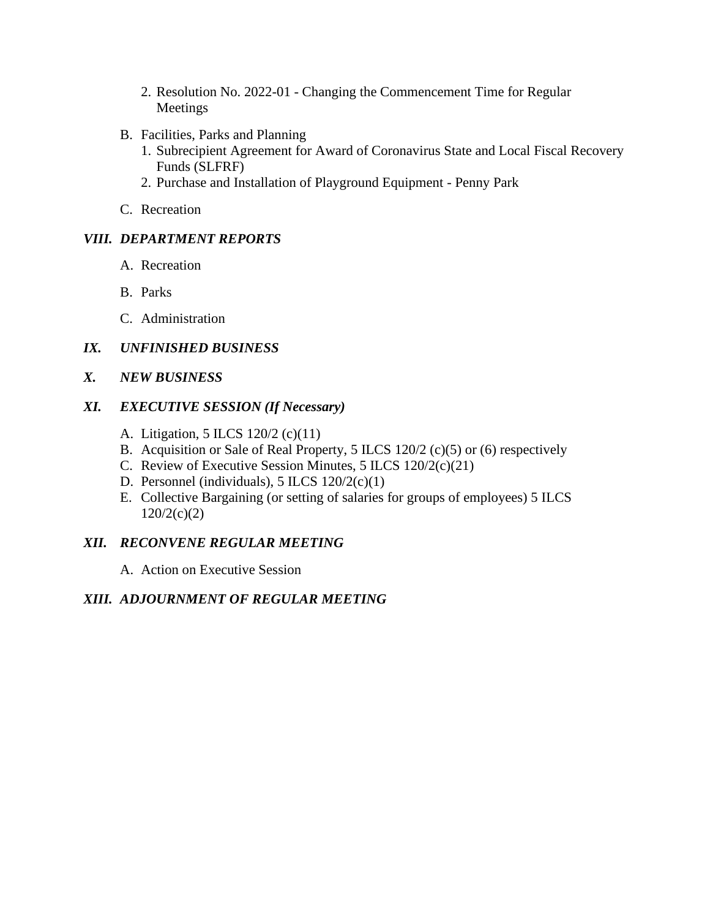2. Resolution No. 2022-01 - Changing the Commencement Time for Regular Meetings

B. Facilities, Parks and Planning
   1. Subrecipient Agreement for Award of Coronavirus State and Local Fiscal Recovery Funds (SLFRF)
   2. Purchase and Installation of Playground Equipment - Penny Park

C. Recreation

### *VIII. DEPARTMENT REPORTS*

A. Recreation

B. Parks

C. Administration

### *IX. UNFINISHED BUSINESS*

### *X. NEW BUSINESS*

### *XI. EXECUTIVE SESSION (If Necessary)*

A. Litigation, 5 ILCS 120/2 (c)(11)
B. Acquisition or Sale of Real Property, 5 ILCS 120/2 (c)(5) or (6) respectively
C. Review of Executive Session Minutes, 5 ILCS 120/2(c)(21)
D. Personnel (individuals), 5 ILCS 120/2(c)(1)
E. Collective Bargaining (or setting of salaries for groups of employees) 5 ILCS 120/2(c)(2)

### *XII. RECONVENE REGULAR MEETING*

A. Action on Executive Session

### *XIII. ADJOURNMENT OF REGULAR MEETING*